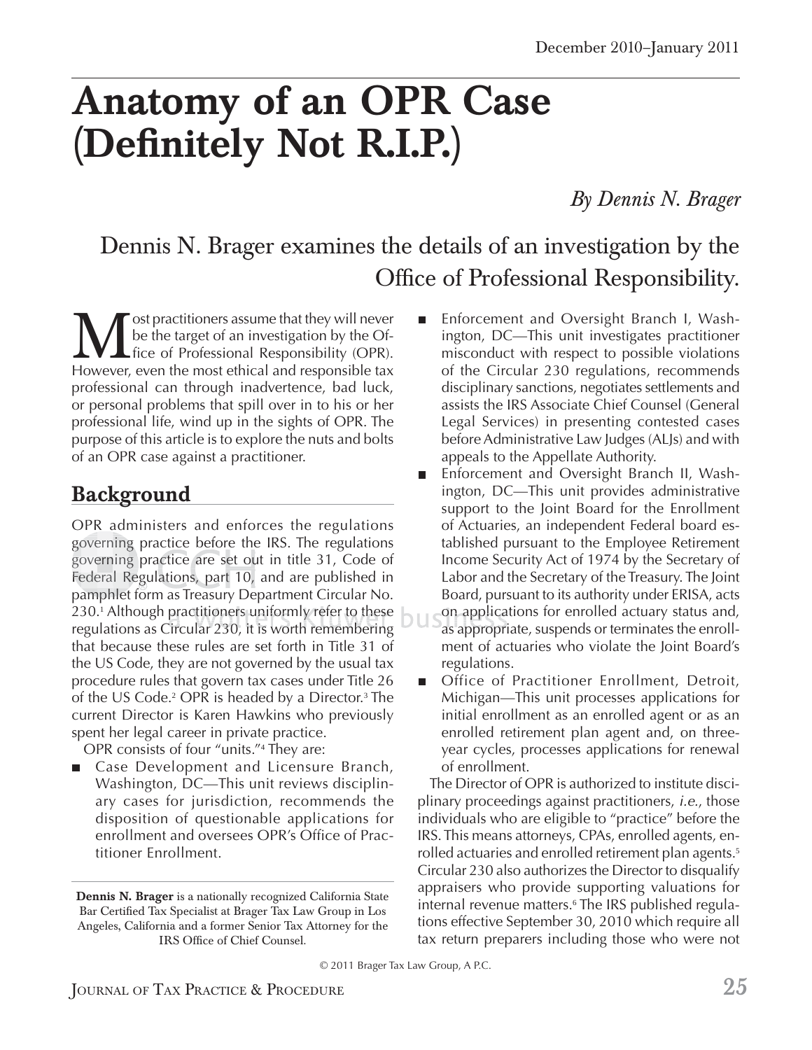# Anatomy of an OPR Case (Definitely Not R.I.P.)

*By Dennis N. Brager*

## Dennis N. Brager examines the details of an investigation by the Office of Professional Responsibility.

Most practitioners assume that they will never be the target of an investigation by the Office of Professional Responsibility (OPR). However, even the most ethical and responsible tax professional can through inadvertence, bad luck, or personal problems that spill over in to his or her professional life, wind up in the sights of OPR. The purpose of this article is to explore the nuts and bolts of an OPR case against a practitioner.

## Background

OPR administers and enforces the regulations governing practice before the IRS. The regulations governing practice are set out in title 31, Code of Federal Regulations, part 10, and are published in pamphlet form as Treasury Department Circular No. 230.[1] Although practitioners uniformly refer to these regulations as Circular 230, it is worth remembering that because these rules are set forth in Title 31 of the US Code, they are not governed by the usual tax procedure rules that govern tax cases under Title 26 of the US Code.[2] OPR is headed by a Director.[3] The current Director is Karen Hawkins who previously spent her legal career in private practice.

OPR consists of four "units."[4] They are:

- Case Development and Licensure Branch, Washington, DC—This unit reviews disciplinary cases for jurisdiction, recommends the disposition of questionable applications for enrollment and oversees OPR's Office of Practitioner Enrollment.
- Enforcement and Oversight Branch I, Washington, DC—This unit investigates practitioner misconduct with respect to possible violations of the Circular 230 regulations, recommends disciplinary sanctions, negotiates settlements and assists the IRS Associate Chief Counsel (General Legal Services) in presenting contested cases before Administrative Law Judges (ALJs) and with appeals to the Appellate Authority.
- Enforcement and Oversight Branch II, Washington, DC—This unit provides administrative support to the Joint Board for the Enrollment of Actuaries, an independent Federal board established pursuant to the Employee Retirement Income Security Act of 1974 by the Secretary of Labor and the Secretary of the Treasury. The Joint Board, pursuant to its authority under ERISA, acts on applications for enrolled actuary status and, as appropriate, suspends or terminates the enrollment of actuaries who violate the Joint Board's regulations.
- Office of Practitioner Enrollment, Detroit, Michigan—This unit processes applications for initial enrollment as an enrolled agent or as an enrolled retirement plan agent and, on three-year cycles, processes applications for renewal of enrollment.

The Director of OPR is authorized to institute disciplinary proceedings against practitioners, *i.e.*, those individuals who are eligible to "practice" before the IRS. This means attorneys, CPAs, enrolled agents, enrolled actuaries and enrolled retirement plan agents.[5] Circular 230 also authorizes the Director to disqualify appraisers who provide supporting valuations for internal revenue matters.[6] The IRS published regulations effective September 30, 2010 which require all tax return preparers including those who were not

**Dennis N. Brager** is a nationally recognized California State Bar Certified Tax Specialist at Brager Tax Law Group in Los Angeles, California and a former Senior Tax Attorney for the IRS Office of Chief Counsel.

© 2011 Brager Tax Law Group, A P.C.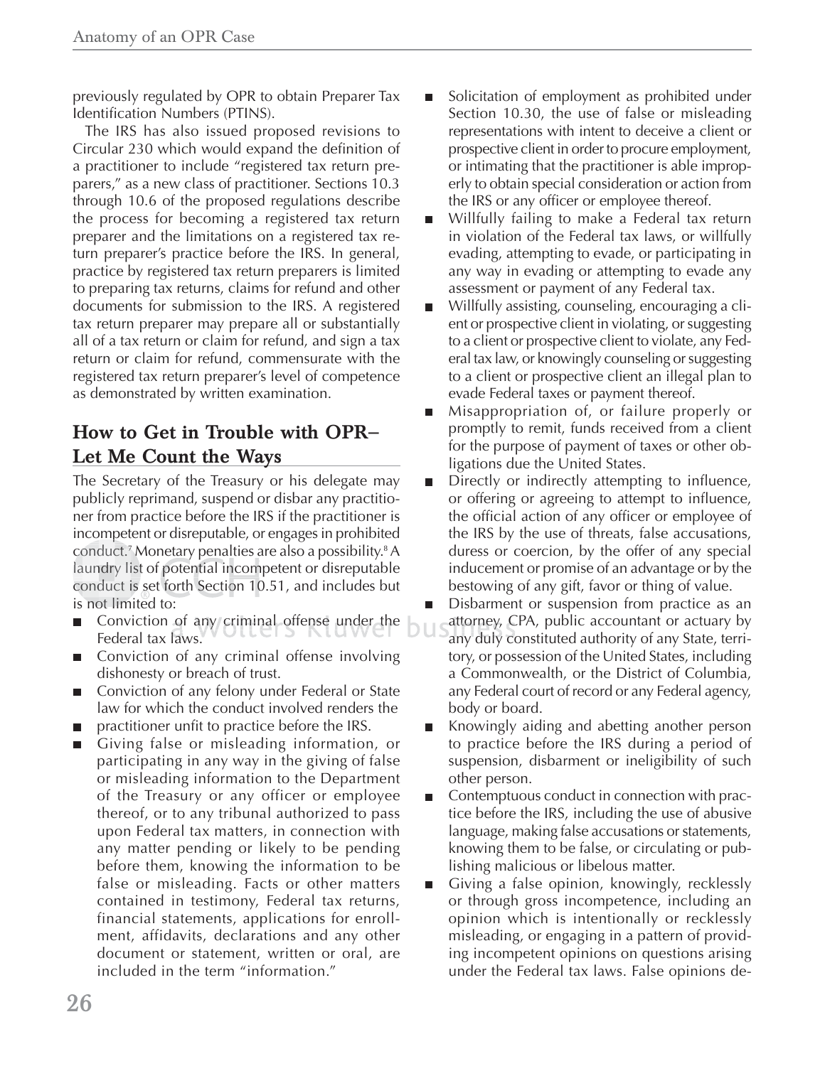previously regulated by OPR to obtain Preparer Tax Identification Numbers (PTINS).

The IRS has also issued proposed revisions to Circular 230 which would expand the definition of a practitioner to include "registered tax return preparers," as a new class of practitioner. Sections 10.3 through 10.6 of the proposed regulations describe the process for becoming a registered tax return preparer and the limitations on a registered tax return preparer's practice before the IRS. In general, practice by registered tax return preparers is limited to preparing tax returns, claims for refund and other documents for submission to the IRS. A registered tax return preparer may prepare all or substantially all of a tax return or claim for refund, and sign a tax return or claim for refund, commensurate with the registered tax return preparer's level of competence as demonstrated by written examination.

## How to Get in Trouble with OPR– Let Me Count the Ways

The Secretary of the Treasury or his delegate may publicly reprimand, suspend or disbar any practitioner from practice before the IRS if the practitioner is incompetent or disreputable, or engages in prohibited conduct.[7] Monetary penalties are also a possibility.[8] A laundry list of potential incompetent or disreputable conduct is set forth Section 10.51, and includes but is not limited to:

- Conviction of any criminal offense under the Federal tax laws.
- Conviction of any criminal offense involving dishonesty or breach of trust.
- Conviction of any felony under Federal or State law for which the conduct involved renders the
- practitioner unfit to practice before the IRS.
- Giving false or misleading information, or participating in any way in the giving of false or misleading information to the Department of the Treasury or any officer or employee thereof, or to any tribunal authorized to pass upon Federal tax matters, in connection with any matter pending or likely to be pending before them, knowing the information to be false or misleading. Facts or other matters contained in testimony, Federal tax returns, financial statements, applications for enrollment, affidavits, declarations and any other document or statement, written or oral, are included in the term "information."
- Solicitation of employment as prohibited under Section 10.30, the use of false or misleading representations with intent to deceive a client or prospective client in order to procure employment, or intimating that the practitioner is able improperly to obtain special consideration or action from the IRS or any officer or employee thereof.
- Willfully failing to make a Federal tax return in violation of the Federal tax laws, or willfully evading, attempting to evade, or participating in any way in evading or attempting to evade any assessment or payment of any Federal tax.
- Willfully assisting, counseling, encouraging a client or prospective client in violating, or suggesting to a client or prospective client to violate, any Federal tax law, or knowingly counseling or suggesting to a client or prospective client an illegal plan to evade Federal taxes or payment thereof.
- Misappropriation of, or failure properly or promptly to remit, funds received from a client for the purpose of payment of taxes or other obligations due the United States.
- Directly or indirectly attempting to influence, or offering or agreeing to attempt to influence, the official action of any officer or employee of the IRS by the use of threats, false accusations, duress or coercion, by the offer of any special inducement or promise of an advantage or by the bestowing of any gift, favor or thing of value.
- Disbarment or suspension from practice as an attorney, CPA, public accountant or actuary by any duly constituted authority of any State, territory, or possession of the United States, including a Commonwealth, or the District of Columbia, any Federal court of record or any Federal agency, body or board.
- Knowingly aiding and abetting another person to practice before the IRS during a period of suspension, disbarment or ineligibility of such other person.
- Contemptuous conduct in connection with practice before the IRS, including the use of abusive language, making false accusations or statements, knowing them to be false, or circulating or publishing malicious or libelous matter.
- Giving a false opinion, knowingly, recklessly or through gross incompetence, including an opinion which is intentionally or recklessly misleading, or engaging in a pattern of providing incompetent opinions on questions arising under the Federal tax laws. False opinions de-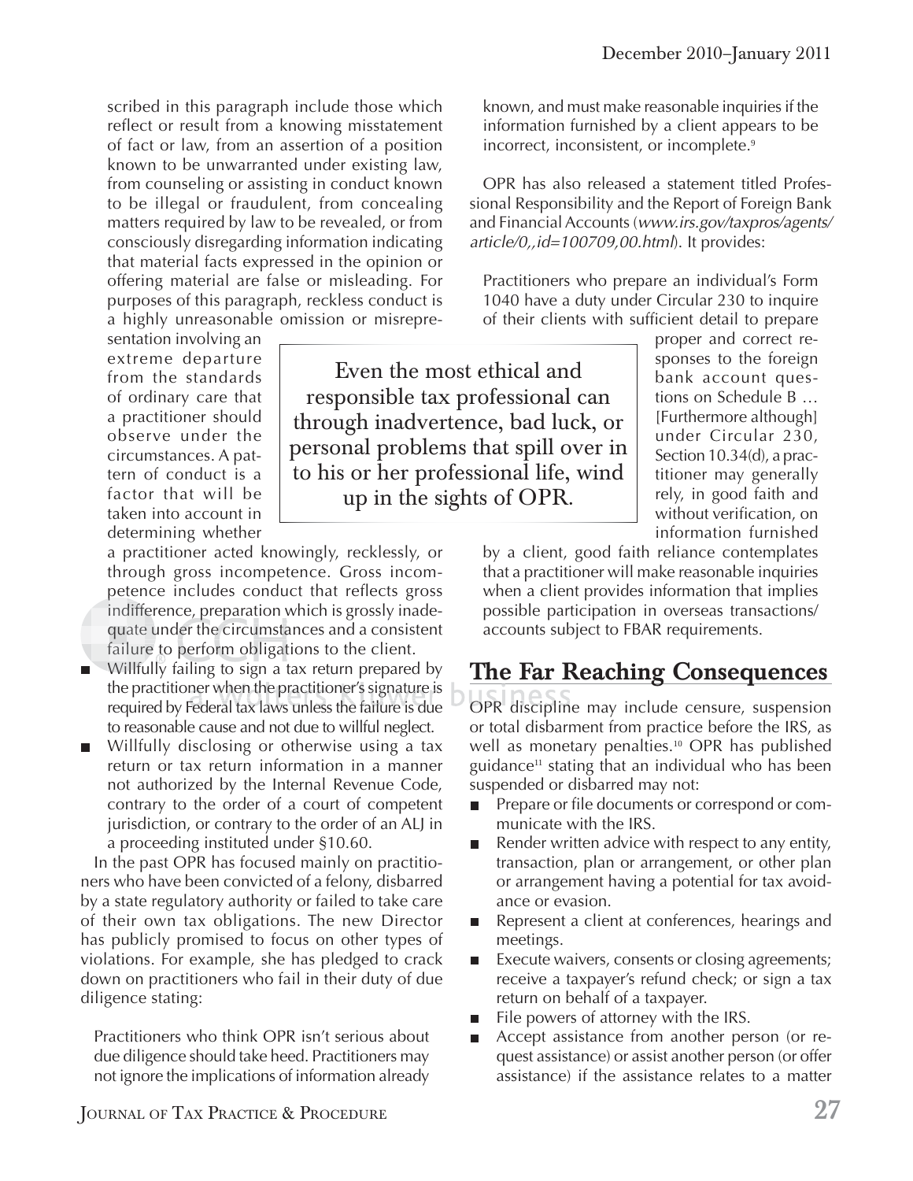scribed in this paragraph include those which reflect or result from a knowing misstatement of fact or law, from an assertion of a position known to be unwarranted under existing law, from counseling or assisting in conduct known to be illegal or fraudulent, from concealing matters required by law to be revealed, or from consciously disregarding information indicating that material facts expressed in the opinion or offering material are false or misleading. For purposes of this paragraph, reckless conduct is a highly unreasonable omission or misrepresentation involving an extreme departure from the standards of ordinary care that a practitioner should observe under the circumstances. A pattern of conduct is a factor that will be taken into account in determining whether a practitioner acted knowingly, recklessly, or through gross incompetence. Gross incompetence includes conduct that reflects gross indifference, preparation which is grossly inadequate under the circumstances and a consistent failure to perform obligations to the client.

- Willfully failing to sign a tax return prepared by the practitioner when the practitioner's signature is required by Federal tax laws unless the failure is due to reasonable cause and not due to willful neglect.
- Willfully disclosing or otherwise using a tax return or tax return information in a manner not authorized by the Internal Revenue Code, contrary to the order of a court of competent jurisdiction, or contrary to the order of an ALJ in a proceeding instituted under §10.60.

In the past OPR has focused mainly on practitioners who have been convicted of a felony, disbarred by a state regulatory authority or failed to take care of their own tax obligations. The new Director has publicly promised to focus on other types of violations. For example, she has pledged to crack down on practitioners who fail in their duty of due diligence stating:

> Practitioners who think OPR isn't serious about due diligence should take heed. Practitioners may not ignore the implications of information already known, and must make reasonable inquiries if the information furnished by a client appears to be incorrect, inconsistent, or incomplete.[9]

OPR has also released a statement titled Professional Responsibility and the Report of Foreign Bank and Financial Accounts (*www.irs.gov/taxpros/agents/article/0,,id=100709,00.html*). It provides:

> Practitioners who prepare an individual's Form 1040 have a duty under Circular 230 to inquire of their clients with sufficient detail to prepare proper and correct responses to the foreign bank account questions on Schedule B … [Furthermore although] under Circular 230, Section 10.34(d), a practitioner may generally rely, in good faith and without verification, on information furnished by a client, good faith reliance contemplates that a practitioner will make reasonable inquiries when a client provides information that implies possible participation in overseas transactions/accounts subject to FBAR requirements.

> Even the most ethical and responsible tax professional can through inadvertence, bad luck, or personal problems that spill over in to his or her professional life, wind up in the sights of OPR.

## The Far Reaching Consequences

OPR discipline may include censure, suspension or total disbarment from practice before the IRS, as well as monetary penalties.[10] OPR has published guidance[11] stating that an individual who has been suspended or disbarred may not:

- Prepare or file documents or correspond or communicate with the IRS.
- Render written advice with respect to any entity, transaction, plan or arrangement, or other plan or arrangement having a potential for tax avoidance or evasion.
- Represent a client at conferences, hearings and meetings.
- Execute waivers, consents or closing agreements; receive a taxpayer's refund check; or sign a tax return on behalf of a taxpayer.
- File powers of attorney with the IRS.
- Accept assistance from another person (or request assistance) or assist another person (or offer assistance) if the assistance relates to a matter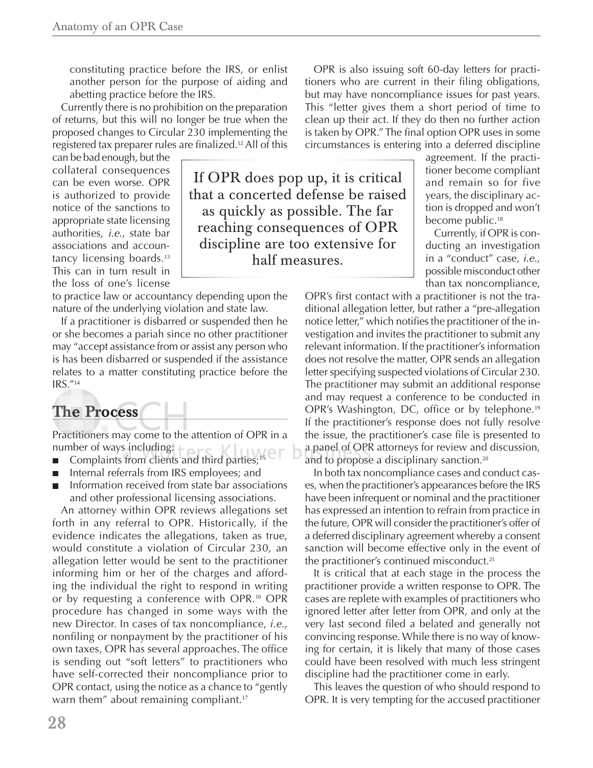constituting practice before the IRS, or enlist another person for the purpose of aiding and abetting practice before the IRS.

Currently there is no prohibition on the preparation of returns, but this will no longer be true when the proposed changes to Circular 230 implementing the registered tax preparer rules are finalized.[12] All of this can be bad enough, but the collateral consequences can be even worse. OPR is authorized to provide notice of the sanctions to appropriate state licensing authorities, *i.e.*, state bar associations and accountancy licensing boards.[13] This can in turn result in the loss of one's license to practice law or accountancy depending upon the nature of the underlying violation and state law.

If a practitioner is disbarred or suspended then he or she becomes a pariah since no other practitioner may "accept assistance from or assist any person who is has been disbarred or suspended if the assistance relates to a matter constituting practice before the IRS."[14]

> If OPR does pop up, it is critical that a concerted defense be raised as quickly as possible. The far reaching consequences of OPR discipline are too extensive for half measures.

## The Process

Practitioners may come to the attention of OPR in a number of ways including:

- Complaints from clients and third parties;[15]
- Internal referrals from IRS employees; and
- Information received from state bar associations and other professional licensing associations.

An attorney within OPR reviews allegations set forth in any referral to OPR. Historically, if the evidence indicates the allegations, taken as true, would constitute a violation of Circular 230, an allegation letter would be sent to the practitioner informing him or her of the charges and affording the individual the right to respond in writing or by requesting a conference with OPR.[16] OPR procedure has changed in some ways with the new Director. In cases of tax noncompliance, *i.e.*, nonfiling or nonpayment by the practitioner of his own taxes, OPR has several approaches. The office is sending out "soft letters" to practitioners who have self-corrected their noncompliance prior to OPR contact, using the notice as a chance to "gently warn them" about remaining compliant.[17]

OPR is also issuing soft 60-day letters for practitioners who are current in their filing obligations, but may have noncompliance issues for past years. This "letter gives them a short period of time to clean up their act. If they do then no further action is taken by OPR." The final option OPR uses in some circumstances is entering into a deferred discipline agreement. If the practitioner become compliant and remain so for five years, the disciplinary action is dropped and won't become public.[18]

Currently, if OPR is conducting an investigation in a "conduct" case, *i.e.*, possible misconduct other than tax noncompliance, OPR's first contact with a practitioner is not the traditional allegation letter, but rather a "pre-allegation notice letter," which notifies the practitioner of the investigation and invites the practitioner to submit any relevant information. If the practitioner's information does not resolve the matter, OPR sends an allegation letter specifying suspected violations of Circular 230. The practitioner may submit an additional response and may request a conference to be conducted in OPR's Washington, DC, office or by telephone.[19] If the practitioner's response does not fully resolve the issue, the practitioner's case file is presented to a panel of OPR attorneys for review and discussion, and to propose a disciplinary sanction.[20]

In both tax noncompliance cases and conduct cases, when the practitioner's appearances before the IRS have been infrequent or nominal and the practitioner has expressed an intention to refrain from practice in the future, OPR will consider the practitioner's offer of a deferred disciplinary agreement whereby a consent sanction will become effective only in the event of the practitioner's continued misconduct.[21]

It is critical that at each stage in the process the practitioner provide a written response to OPR. The cases are replete with examples of practitioners who ignored letter after letter from OPR, and only at the very last second filed a belated and generally not convincing response. While there is no way of knowing for certain, it is likely that many of those cases could have been resolved with much less stringent discipline had the practitioner come in early.

This leaves the question of who should respond to OPR. It is very tempting for the accused practitioner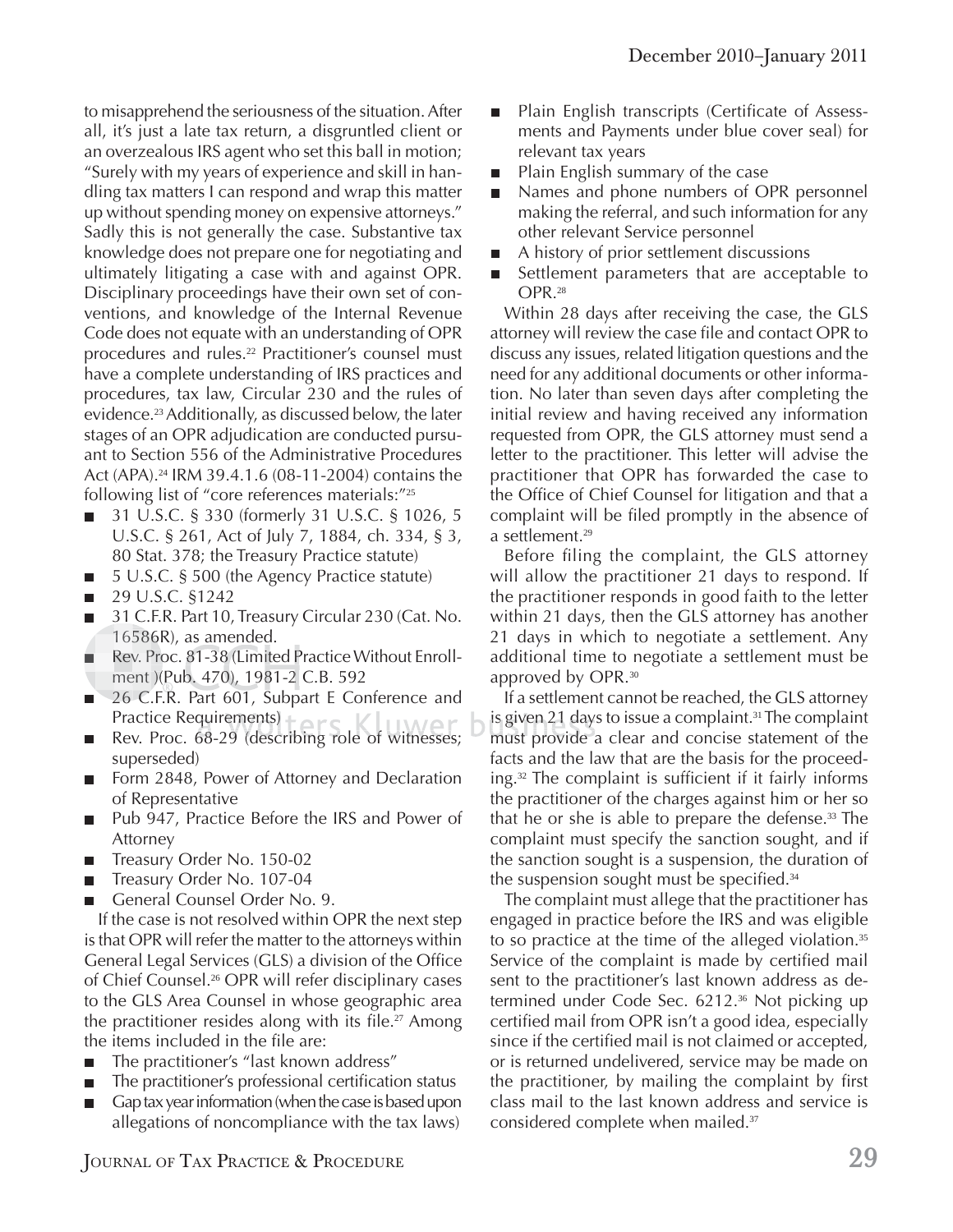to misapprehend the seriousness of the situation. After all, it's just a late tax return, a disgruntled client or an overzealous IRS agent who set this ball in motion; "Surely with my years of experience and skill in handling tax matters I can respond and wrap this matter up without spending money on expensive attorneys." Sadly this is not generally the case. Substantive tax knowledge does not prepare one for negotiating and ultimately litigating a case with and against OPR. Disciplinary proceedings have their own set of conventions, and knowledge of the Internal Revenue Code does not equate with an understanding of OPR procedures and rules.[22] Practitioner's counsel must have a complete understanding of IRS practices and procedures, tax law, Circular 230 and the rules of evidence.[23] Additionally, as discussed below, the later stages of an OPR adjudication are conducted pursuant to Section 556 of the Administrative Procedures Act (APA).[24] IRM 39.4.1.6 (08-11-2004) contains the following list of "core references materials:"[25]

- 31 U.S.C. § 330 (formerly 31 U.S.C. § 1026, 5 U.S.C. § 261, Act of July 7, 1884, ch. 334, § 3, 80 Stat. 378; the Treasury Practice statute)
- 5 U.S.C. § 500 (the Agency Practice statute)
- 29 U.S.C. §1242
- 31 C.F.R. Part 10, Treasury Circular 230 (Cat. No. 16586R), as amended.
- Rev. Proc. 81-38 (Limited Practice Without Enrollment )(Pub. 470), 1981-2 C.B. 592
- 26 C.F.R. Part 601, Subpart E Conference and Practice Requirements)
- Rev. Proc. 68-29 (describing role of witnesses; superseded)
- Form 2848, Power of Attorney and Declaration of Representative
- Pub 947, Practice Before the IRS and Power of Attorney
- Treasury Order No. 150-02
- Treasury Order No. 107-04
- General Counsel Order No. 9.

If the case is not resolved within OPR the next step is that OPR will refer the matter to the attorneys within General Legal Services (GLS) a division of the Office of Chief Counsel.[26] OPR will refer disciplinary cases to the GLS Area Counsel in whose geographic area the practitioner resides along with its file.[27] Among the items included in the file are:

- The practitioner's "last known address"
- The practitioner's professional certification status
- Gap tax year information (when the case is based upon allegations of noncompliance with the tax laws)
- Plain English transcripts (Certificate of Assessments and Payments under blue cover seal) for relevant tax years
- Plain English summary of the case
- Names and phone numbers of OPR personnel making the referral, and such information for any other relevant Service personnel
- A history of prior settlement discussions
- Settlement parameters that are acceptable to OPR.[28]

Within 28 days after receiving the case, the GLS attorney will review the case file and contact OPR to discuss any issues, related litigation questions and the need for any additional documents or other information. No later than seven days after completing the initial review and having received any information requested from OPR, the GLS attorney must send a letter to the practitioner. This letter will advise the practitioner that OPR has forwarded the case to the Office of Chief Counsel for litigation and that a complaint will be filed promptly in the absence of a settlement.[29]

Before filing the complaint, the GLS attorney will allow the practitioner 21 days to respond. If the practitioner responds in good faith to the letter within 21 days, then the GLS attorney has another 21 days in which to negotiate a settlement. Any additional time to negotiate a settlement must be approved by OPR.[30]

If a settlement cannot be reached, the GLS attorney is given 21 days to issue a complaint.[31] The complaint must provide a clear and concise statement of the facts and the law that are the basis for the proceeding.[32] The complaint is sufficient if it fairly informs the practitioner of the charges against him or her so that he or she is able to prepare the defense.[33] The complaint must specify the sanction sought, and if the sanction sought is a suspension, the duration of the suspension sought must be specified.[34]

The complaint must allege that the practitioner has engaged in practice before the IRS and was eligible to so practice at the time of the alleged violation.[35] Service of the complaint is made by certified mail sent to the practitioner's last known address as determined under Code Sec. 6212.[36] Not picking up certified mail from OPR isn't a good idea, especially since if the certified mail is not claimed or accepted, or is returned undelivered, service may be made on the practitioner, by mailing the complaint by first class mail to the last known address and service is considered complete when mailed.[37]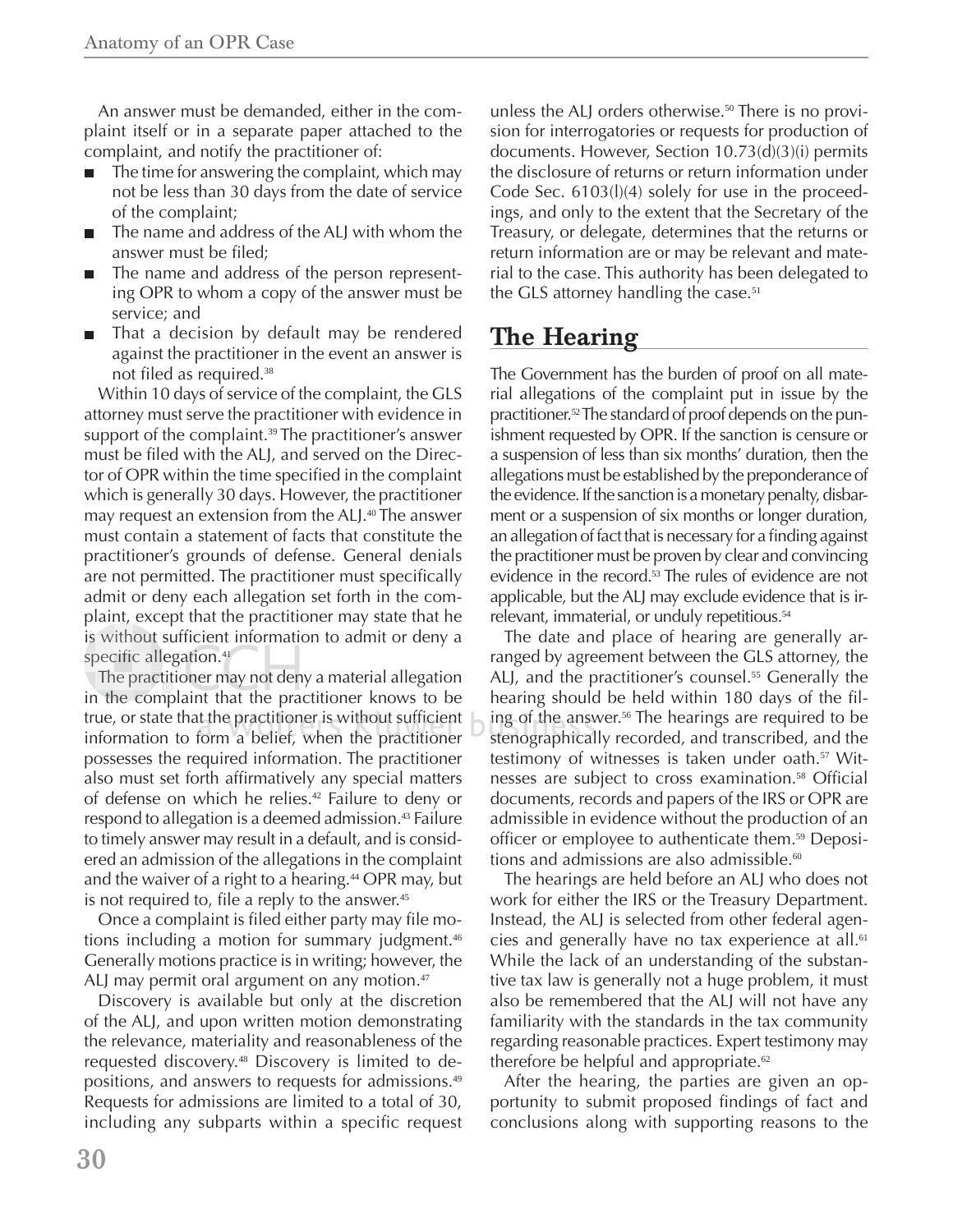An answer must be demanded, either in the complaint itself or in a separate paper attached to the complaint, and notify the practitioner of:

- The time for answering the complaint, which may not be less than 30 days from the date of service of the complaint;
- The name and address of the ALJ with whom the answer must be filed;
- The name and address of the person representing OPR to whom a copy of the answer must be service; and
- That a decision by default may be rendered against the practitioner in the event an answer is not filed as required.[38]

Within 10 days of service of the complaint, the GLS attorney must serve the practitioner with evidence in support of the complaint.[39] The practitioner's answer must be filed with the ALJ, and served on the Director of OPR within the time specified in the complaint which is generally 30 days. However, the practitioner may request an extension from the ALJ.[40] The answer must contain a statement of facts that constitute the practitioner's grounds of defense. General denials are not permitted. The practitioner must specifically admit or deny each allegation set forth in the complaint, except that the practitioner may state that he is without sufficient information to admit or deny a specific allegation.[41]

The practitioner may not deny a material allegation in the complaint that the practitioner knows to be true, or state that the practitioner is without sufficient information to form a belief, when the practitioner possesses the required information. The practitioner also must set forth affirmatively any special matters of defense on which he relies.[42] Failure to deny or respond to allegation is a deemed admission.[43] Failure to timely answer may result in a default, and is considered an admission of the allegations in the complaint and the waiver of a right to a hearing.[44] OPR may, but is not required to, file a reply to the answer.[45]

Once a complaint is filed either party may file motions including a motion for summary judgment.[46] Generally motions practice is in writing; however, the ALJ may permit oral argument on any motion.[47]

Discovery is available but only at the discretion of the ALJ, and upon written motion demonstrating the relevance, materiality and reasonableness of the requested discovery.[48] Discovery is limited to depositions, and answers to requests for admissions.[49] Requests for admissions are limited to a total of 30, including any subparts within a specific request unless the ALJ orders otherwise.[50] There is no provision for interrogatories or requests for production of documents. However, Section 10.73(d)(3)(i) permits the disclosure of returns or return information under Code Sec. 6103(l)(4) solely for use in the proceedings, and only to the extent that the Secretary of the Treasury, or delegate, determines that the returns or return information are or may be relevant and material to the case. This authority has been delegated to the GLS attorney handling the case.[51]

## The Hearing

The Government has the burden of proof on all material allegations of the complaint put in issue by the practitioner.[52] The standard of proof depends on the punishment requested by OPR. If the sanction is censure or a suspension of less than six months' duration, then the allegations must be established by the preponderance of the evidence. If the sanction is a monetary penalty, disbarment or a suspension of six months or longer duration, an allegation of fact that is necessary for a finding against the practitioner must be proven by clear and convincing evidence in the record.[53] The rules of evidence are not applicable, but the ALJ may exclude evidence that is irrelevant, immaterial, or unduly repetitious.[54]

The date and place of hearing are generally arranged by agreement between the GLS attorney, the ALJ, and the practitioner's counsel.[55] Generally the hearing should be held within 180 days of the filing of the answer.[56] The hearings are required to be stenographically recorded, and transcribed, and the testimony of witnesses is taken under oath.[57] Witnesses are subject to cross examination.[58] Official documents, records and papers of the IRS or OPR are admissible in evidence without the production of an officer or employee to authenticate them.[59] Depositions and admissions are also admissible.[60]

The hearings are held before an ALJ who does not work for either the IRS or the Treasury Department. Instead, the ALJ is selected from other federal agencies and generally have no tax experience at all.[61] While the lack of an understanding of the substantive tax law is generally not a huge problem, it must also be remembered that the ALJ will not have any familiarity with the standards in the tax community regarding reasonable practices. Expert testimony may therefore be helpful and appropriate.[62]

After the hearing, the parties are given an opportunity to submit proposed findings of fact and conclusions along with supporting reasons to the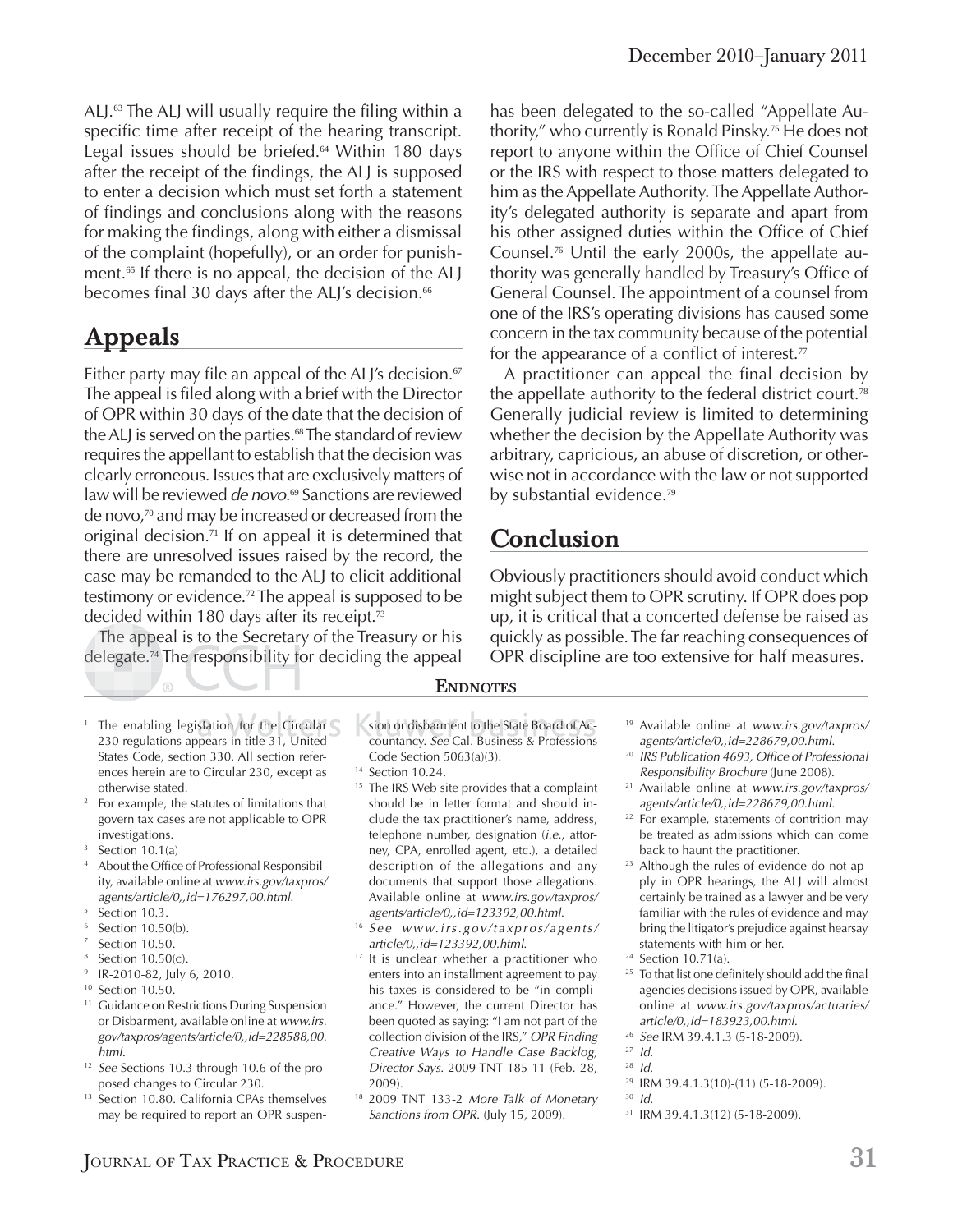ALJ.[63] The ALJ will usually require the filing within a specific time after receipt of the hearing transcript. Legal issues should be briefed.[64] Within 180 days after the receipt of the findings, the ALJ is supposed to enter a decision which must set forth a statement of findings and conclusions along with the reasons for making the findings, along with either a dismissal of the complaint (hopefully), or an order for punishment.[65] If there is no appeal, the decision of the ALJ becomes final 30 days after the ALJ's decision.[66]

## Appeals

Either party may file an appeal of the ALJ's decision.[67] The appeal is filed along with a brief with the Director of OPR within 30 days of the date that the decision of the ALJ is served on the parties.[68] The standard of review requires the appellant to establish that the decision was clearly erroneous. Issues that are exclusively matters of law will be reviewed *de novo*.[69] Sanctions are reviewed de novo,[70] and may be increased or decreased from the original decision.[71] If on appeal it is determined that there are unresolved issues raised by the record, the case may be remanded to the ALJ to elicit additional testimony or evidence.[72] The appeal is supposed to be decided within 180 days after its receipt.[73]

The appeal is to the Secretary of the Treasury or his delegate.[74] The responsibility for deciding the appeal has been delegated to the so-called "Appellate Authority," who currently is Ronald Pinsky.[75] He does not report to anyone within the Office of Chief Counsel or the IRS with respect to those matters delegated to him as the Appellate Authority. The Appellate Authority's delegated authority is separate and apart from his other assigned duties within the Office of Chief Counsel.[76] Until the early 2000s, the appellate authority was generally handled by Treasury's Office of General Counsel. The appointment of a counsel from one of the IRS's operating divisions has caused some concern in the tax community because of the potential for the appearance of a conflict of interest.[77]

A practitioner can appeal the final decision by the appellate authority to the federal district court.[78] Generally judicial review is limited to determining whether the decision by the Appellate Authority was arbitrary, capricious, an abuse of discretion, or otherwise not in accordance with the law or not supported by substantial evidence.[79]

## Conclusion

Obviously practitioners should avoid conduct which might subject them to OPR scrutiny. If OPR does pop up, it is critical that a concerted defense be raised as quickly as possible. The far reaching consequences of OPR discipline are too extensive for half measures.

### Endnotes

1. The enabling legislation for the Circular 230 regulations appears in title 31, United States Code, section 330. All section references herein are to Circular 230, except as otherwise stated.
2. For example, the statutes of limitations that govern tax cases are not applicable to OPR investigations.
3. Section 10.1(a)
4. About the Office of Professional Responsibility, available online at *www.irs.gov/taxpros/agents/article/0,,id=176297,00.html*.
5. Section 10.3.
6. Section 10.50(b).
7. Section 10.50.
8. Section 10.50(c).
9. IR-2010-82, July 6, 2010.
10. Section 10.50.
11. Guidance on Restrictions During Suspension or Disbarment, available online at *www.irs.gov/taxpros/agents/article/0,,id=228588,00.html*.
12. *See* Sections 10.3 through 10.6 of the proposed changes to Circular 230.
13. Section 10.80. California CPAs themselves may be required to report an OPR suspension or disbarment to the State Board of Accountancy. *See* Cal. Business & Professions Code Section 5063(a)(3).
14. Section 10.24.
15. The IRS Web site provides that a complaint should be in letter format and should include the tax practitioner's name, address, telephone number, designation (*i.e.*, attorney, CPA, enrolled agent, etc.), a detailed description of the allegations and any documents that support those allegations. Available online at *www.irs.gov/taxpros/agents/article/0,,id=123392,00.html*.
16. *See www.irs.gov/taxpros/agents/article/0,,id=123392,00.html*.
17. It is unclear whether a practitioner who enters into an installment agreement to pay his taxes is considered to be "in compliance." However, the current Director has been quoted as saying: "I am not part of the collection division of the IRS," *OPR Finding Creative Ways to Handle Case Backlog, Director Says*. 2009 TNT 185-11 (Feb. 28, 2009).
18. 2009 TNT 133-2 *More Talk of Monetary Sanctions from OPR*. (July 15, 2009).
19. Available online at *www.irs.gov/taxpros/agents/article/0,,id=228679,00.html*.
20. *IRS Publication 4693, Office of Professional Responsibility Brochure* (June 2008).
21. Available online at *www.irs.gov/taxpros/agents/article/0,,id=228679,00.html*.
22. For example, statements of contrition may be treated as admissions which can come back to haunt the practitioner.
23. Although the rules of evidence do not apply in OPR hearings, the ALJ will almost certainly be trained as a lawyer and be very familiar with the rules of evidence and may bring the litigator's prejudice against hearsay statements with him or her.
24. Section 10.71(a).
25. To that list one definitely should add the final agencies decisions issued by OPR, available online at *www.irs.gov/taxpros/actuaries/article/0,,id=183923,00.html*.
26. *See* IRM 39.4.1.3 (5-18-2009).
27. *Id.*
28. *Id.*
29. IRM 39.4.1.3(10)-(11) (5-18-2009).
30. *Id.*
31. IRM 39.4.1.3(12) (5-18-2009).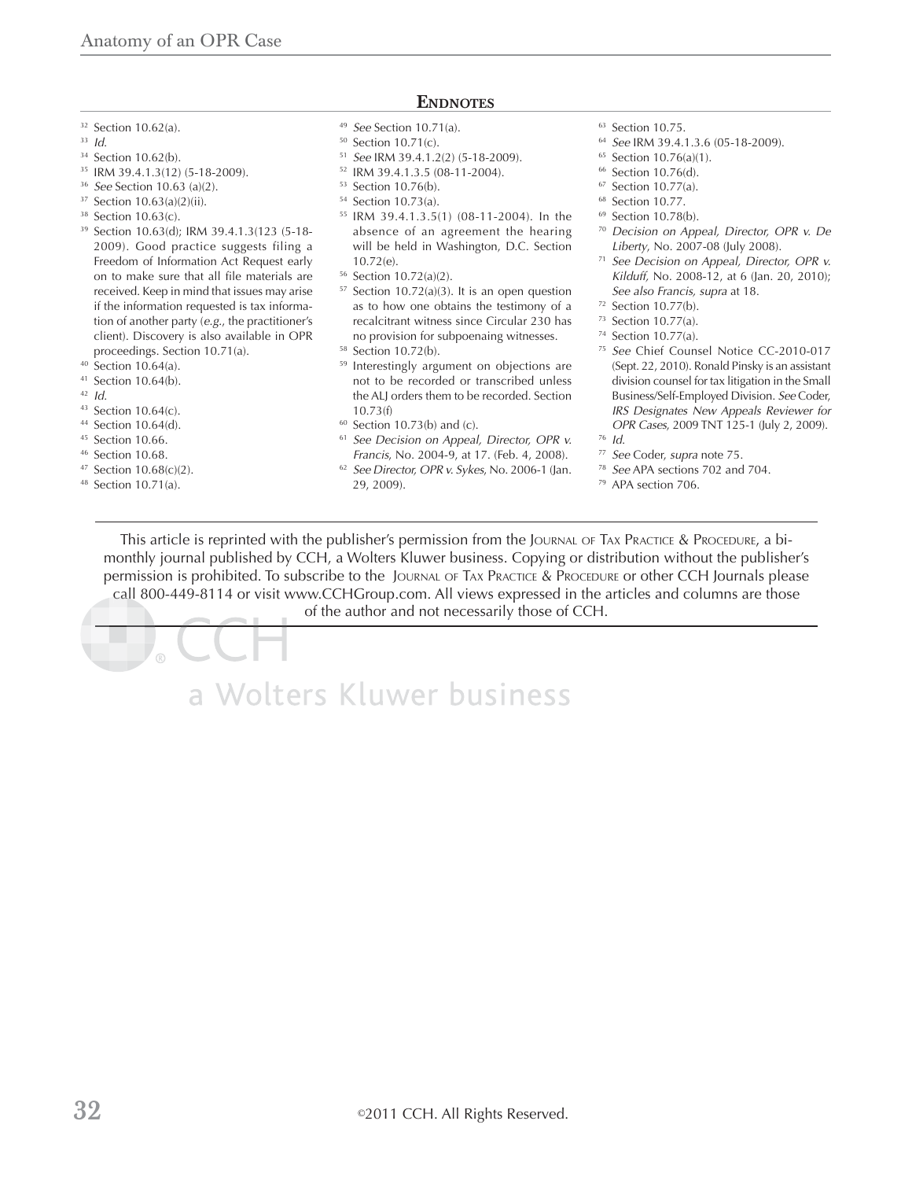## Endnotes

[32] Section 10.62(a).
[33] *Id.*
[34] Section 10.62(b).
[35] IRM 39.4.1.3(12) (5-18-2009).
[36] *See* Section 10.63 (a)(2).
[37] Section 10.63(a)(2)(ii).
[38] Section 10.63(c).
[39] Section 10.63(d); IRM 39.4.1.3(123 (5-18-2009). Good practice suggests filing a Freedom of Information Act Request early on to make sure that all file materials are received. Keep in mind that issues may arise if the information requested is tax information of another party (*e.g.*, the practitioner's client). Discovery is also available in OPR proceedings. Section 10.71(a).
[40] Section 10.64(a).
[41] Section 10.64(b).
[42] *Id.*
[43] Section 10.64(c).
[44] Section 10.64(d).
[45] Section 10.66.
[46] Section 10.68.
[47] Section 10.68(c)(2).
[48] Section 10.71(a).
[49] *See* Section 10.71(a).
[50] Section 10.71(c).
[51] *See* IRM 39.4.1.2(2) (5-18-2009).
[52] IRM 39.4.1.3.5 (08-11-2004).
[53] Section 10.76(b).
[54] Section 10.73(a).
[55] IRM 39.4.1.3.5(1) (08-11-2004). In the absence of an agreement the hearing will be held in Washington, D.C. Section 10.72(e).
[56] Section 10.72(a)(2).
[57] Section 10.72(a)(3). It is an open question as to how one obtains the testimony of a recalcitrant witness since Circular 230 has no provision for subpoenaing witnesses.
[58] Section 10.72(b).
[59] Interestingly argument on objections are not to be recorded or transcribed unless the ALJ orders them to be recorded. Section 10.73(f)
[60] Section 10.73(b) and (c).
[61] *See Decision on Appeal, Director, OPR v. Francis*, No. 2004-9, at 17. (Feb. 4, 2008).
[62] *See Director, OPR v. Sykes*, No. 2006-1 (Jan. 29, 2009).
[63] Section 10.75.
[64] *See* IRM 39.4.1.3.6 (05-18-2009).
[65] Section 10.76(a)(1).
[66] Section 10.76(d).
[67] Section 10.77(a).
[68] Section 10.77.
[69] Section 10.78(b).
[70] *Decision on Appeal, Director, OPR v. De Liberty*, No. 2007-08 (July 2008).
[71] *See Decision on Appeal, Director, OPR v. Kilduff*, No. 2008-12, at 6 (Jan. 20, 2010); *See also Francis, supra* at 18.
[72] Section 10.77(b).
[73] Section 10.77(a).
[74] Section 10.77(a).
[75] *See* Chief Counsel Notice CC-2010-017 (Sept. 22, 2010). Ronald Pinsky is an assistant division counsel for tax litigation in the Small Business/Self-Employed Division. *See* Coder, *IRS Designates New Appeals Reviewer for OPR Cases*, 2009 TNT 125-1 (July 2, 2009).
[76] *Id.*
[77] *See* Coder, *supra* note 75.
[78] *See* APA sections 702 and 704.
[79] APA section 706.

This article is reprinted with the publisher's permission from the Journal of Tax Practice & Procedure, a bi-monthly journal published by CCH, a Wolters Kluwer business. Copying or distribution without the publisher's permission is prohibited. To subscribe to the Journal of Tax Practice & Procedure or other CCH Journals please call 800-449-8114 or visit www.CCHGroup.com. All views expressed in the articles and columns are those of the author and not necessarily those of CCH.

CCH® a Wolters Kluwer business

©2011 CCH. All Rights Reserved.